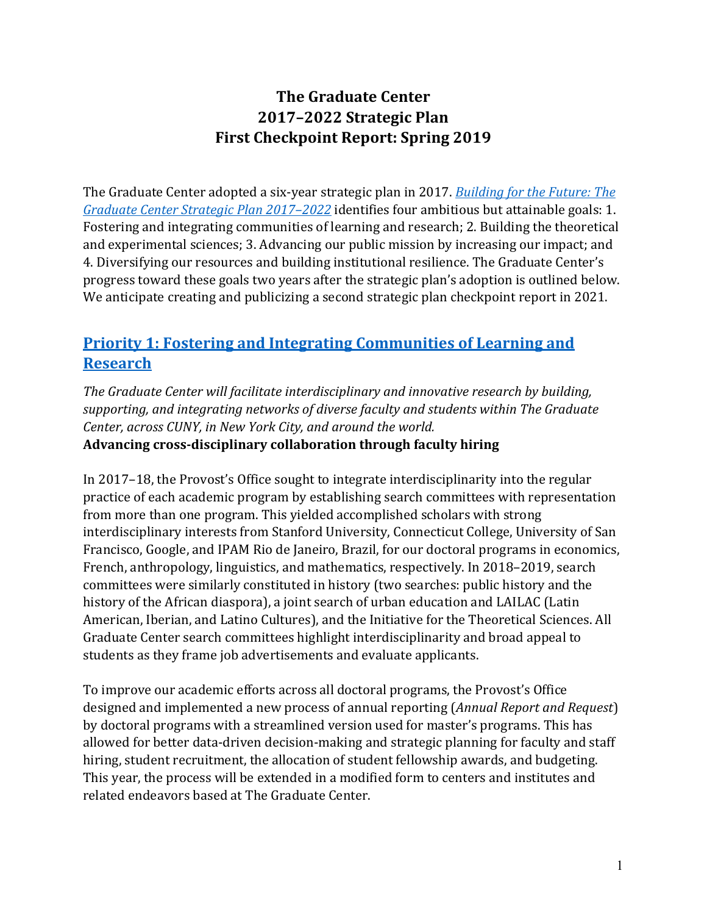# The Graduate Center
# 2017–2022 Strategic Plan
# First Checkpoint Report: Spring 2019

The Graduate Center adopted a six-year strategic plan in 2017. *Building for the Future: The Graduate Center Strategic Plan 2017–2022* identifies four ambitious but attainable goals: 1. Fostering and integrating communities of learning and research; 2. Building the theoretical and experimental sciences; 3. Advancing our public mission by increasing our impact; and 4. Diversifying our resources and building institutional resilience. The Graduate Center's progress toward these goals two years after the strategic plan's adoption is outlined below. We anticipate creating and publicizing a second strategic plan checkpoint report in 2021.

## Priority 1: Fostering and Integrating Communities of Learning and Research

*The Graduate Center will facilitate interdisciplinary and innovative research by building, supporting, and integrating networks of diverse faculty and students within The Graduate Center, across CUNY, in New York City, and around the world.*

**Advancing cross-disciplinary collaboration through faculty hiring**

In 2017–18, the Provost's Office sought to integrate interdisciplinarity into the regular practice of each academic program by establishing search committees with representation from more than one program. This yielded accomplished scholars with strong interdisciplinary interests from Stanford University, Connecticut College, University of San Francisco, Google, and IPAM Rio de Janeiro, Brazil, for our doctoral programs in economics, French, anthropology, linguistics, and mathematics, respectively. In 2018–2019, search committees were similarly constituted in history (two searches: public history and the history of the African diaspora), a joint search of urban education and LAILAC (Latin American, Iberian, and Latino Cultures), and the Initiative for the Theoretical Sciences. All Graduate Center search committees highlight interdisciplinarity and broad appeal to students as they frame job advertisements and evaluate applicants.

To improve our academic efforts across all doctoral programs, the Provost's Office designed and implemented a new process of annual reporting (*Annual Report and Request*) by doctoral programs with a streamlined version used for master's programs. This has allowed for better data-driven decision-making and strategic planning for faculty and staff hiring, student recruitment, the allocation of student fellowship awards, and budgeting. This year, the process will be extended in a modified form to centers and institutes and related endeavors based at The Graduate Center.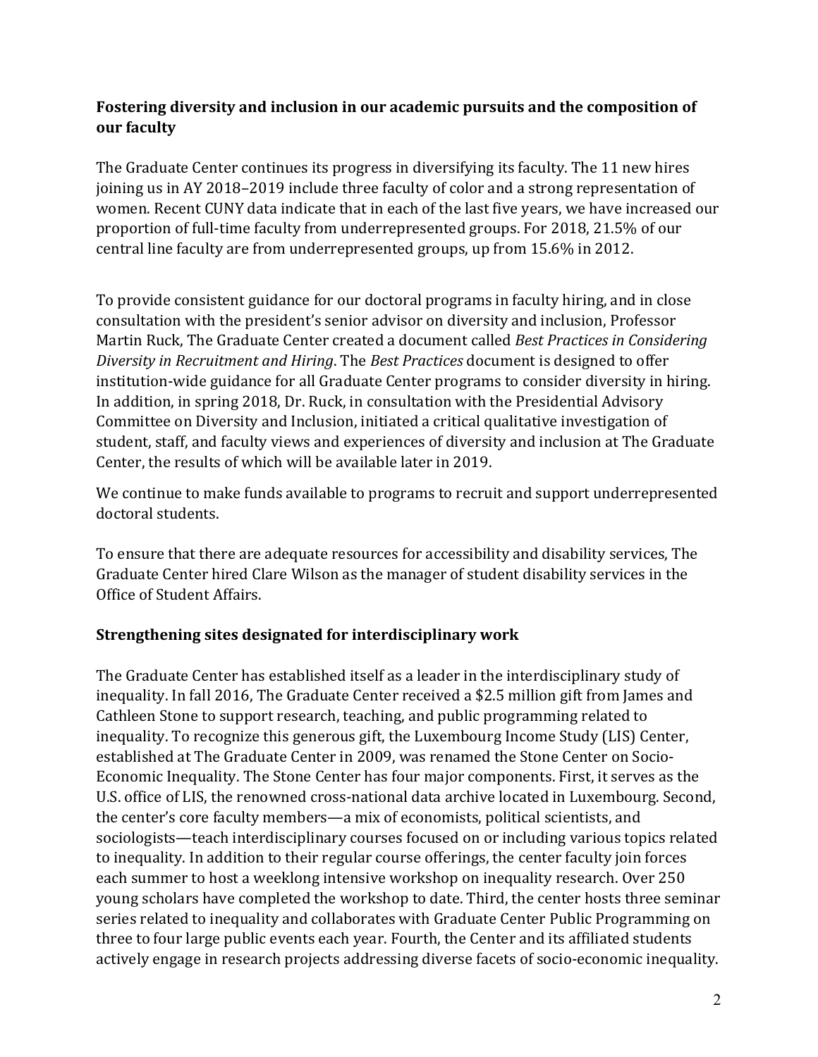## Fostering diversity and inclusion in our academic pursuits and the composition of our faculty

The Graduate Center continues its progress in diversifying its faculty. The 11 new hires joining us in AY 2018–2019 include three faculty of color and a strong representation of women. Recent CUNY data indicate that in each of the last five years, we have increased our proportion of full-time faculty from underrepresented groups. For 2018, 21.5% of our central line faculty are from underrepresented groups, up from 15.6% in 2012.

To provide consistent guidance for our doctoral programs in faculty hiring, and in close consultation with the president's senior advisor on diversity and inclusion, Professor Martin Ruck, The Graduate Center created a document called *Best Practices in Considering Diversity in Recruitment and Hiring*. The *Best Practices* document is designed to offer institution-wide guidance for all Graduate Center programs to consider diversity in hiring. In addition, in spring 2018, Dr. Ruck, in consultation with the Presidential Advisory Committee on Diversity and Inclusion, initiated a critical qualitative investigation of student, staff, and faculty views and experiences of diversity and inclusion at The Graduate Center, the results of which will be available later in 2019.

We continue to make funds available to programs to recruit and support underrepresented doctoral students.

To ensure that there are adequate resources for accessibility and disability services, The Graduate Center hired Clare Wilson as the manager of student disability services in the Office of Student Affairs.

## Strengthening sites designated for interdisciplinary work

The Graduate Center has established itself as a leader in the interdisciplinary study of inequality. In fall 2016, The Graduate Center received a $2.5 million gift from James and Cathleen Stone to support research, teaching, and public programming related to inequality. To recognize this generous gift, the Luxembourg Income Study (LIS) Center, established at The Graduate Center in 2009, was renamed the Stone Center on Socio-Economic Inequality. The Stone Center has four major components. First, it serves as the U.S. office of LIS, the renowned cross-national data archive located in Luxembourg. Second, the center's core faculty members—a mix of economists, political scientists, and sociologists—teach interdisciplinary courses focused on or including various topics related to inequality. In addition to their regular course offerings, the center faculty join forces each summer to host a weeklong intensive workshop on inequality research. Over 250 young scholars have completed the workshop to date. Third, the center hosts three seminar series related to inequality and collaborates with Graduate Center Public Programming on three to four large public events each year. Fourth, the Center and its affiliated students actively engage in research projects addressing diverse facets of socio-economic inequality.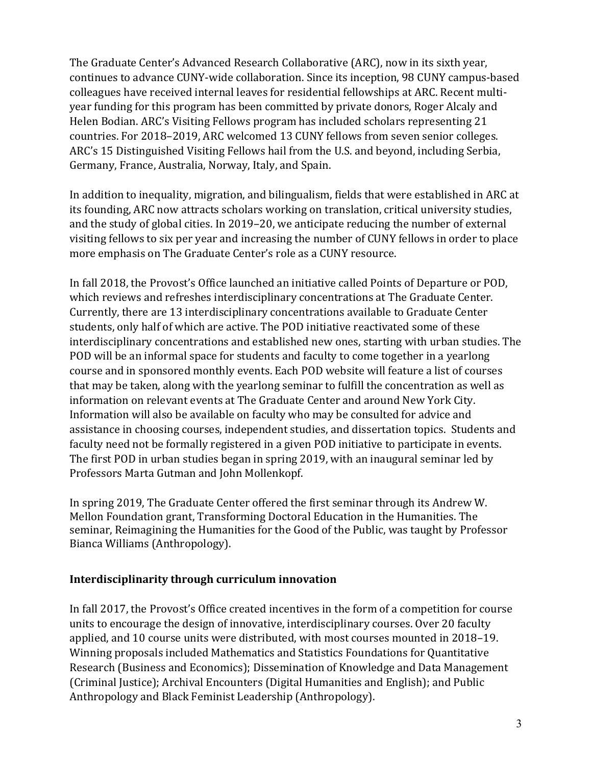The Graduate Center's Advanced Research Collaborative (ARC), now in its sixth year, continues to advance CUNY-wide collaboration. Since its inception, 98 CUNY campus-based colleagues have received internal leaves for residential fellowships at ARC. Recent multi-year funding for this program has been committed by private donors, Roger Alcaly and Helen Bodian. ARC's Visiting Fellows program has included scholars representing 21 countries. For 2018–2019, ARC welcomed 13 CUNY fellows from seven senior colleges. ARC's 15 Distinguished Visiting Fellows hail from the U.S. and beyond, including Serbia, Germany, France, Australia, Norway, Italy, and Spain.

In addition to inequality, migration, and bilingualism, fields that were established in ARC at its founding, ARC now attracts scholars working on translation, critical university studies, and the study of global cities. In 2019–20, we anticipate reducing the number of external visiting fellows to six per year and increasing the number of CUNY fellows in order to place more emphasis on The Graduate Center's role as a CUNY resource.

In fall 2018, the Provost's Office launched an initiative called Points of Departure or POD, which reviews and refreshes interdisciplinary concentrations at The Graduate Center. Currently, there are 13 interdisciplinary concentrations available to Graduate Center students, only half of which are active. The POD initiative reactivated some of these interdisciplinary concentrations and established new ones, starting with urban studies. The POD will be an informal space for students and faculty to come together in a yearlong course and in sponsored monthly events. Each POD website will feature a list of courses that may be taken, along with the yearlong seminar to fulfill the concentration as well as information on relevant events at The Graduate Center and around New York City. Information will also be available on faculty who may be consulted for advice and assistance in choosing courses, independent studies, and dissertation topics. Students and faculty need not be formally registered in a given POD initiative to participate in events. The first POD in urban studies began in spring 2019, with an inaugural seminar led by Professors Marta Gutman and John Mollenkopf.

In spring 2019, The Graduate Center offered the first seminar through its Andrew W. Mellon Foundation grant, Transforming Doctoral Education in the Humanities. The seminar, Reimagining the Humanities for the Good of the Public, was taught by Professor Bianca Williams (Anthropology).

## Interdisciplinarity through curriculum innovation

In fall 2017, the Provost's Office created incentives in the form of a competition for course units to encourage the design of innovative, interdisciplinary courses. Over 20 faculty applied, and 10 course units were distributed, with most courses mounted in 2018–19. Winning proposals included Mathematics and Statistics Foundations for Quantitative Research (Business and Economics); Dissemination of Knowledge and Data Management (Criminal Justice); Archival Encounters (Digital Humanities and English); and Public Anthropology and Black Feminist Leadership (Anthropology).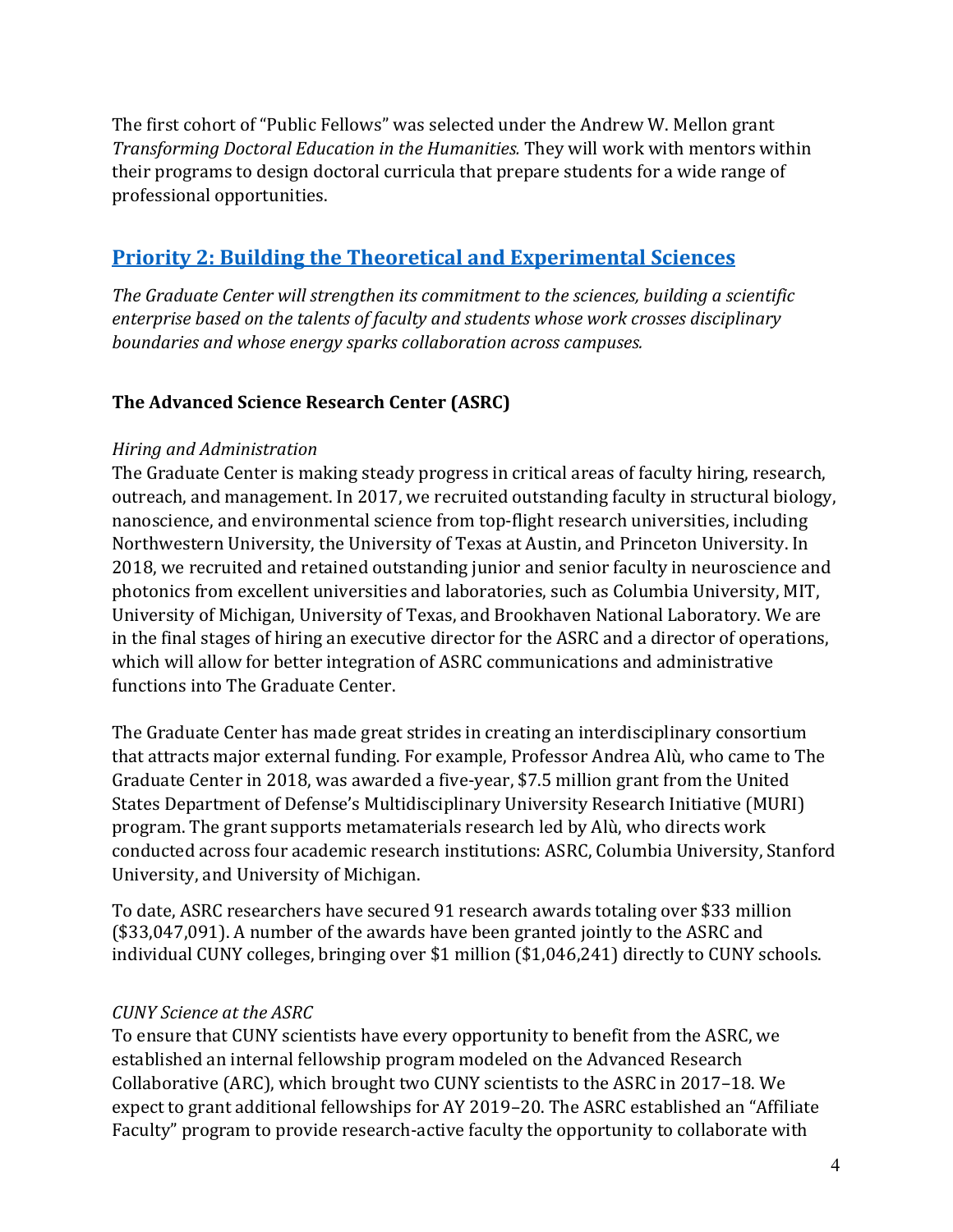The first cohort of "Public Fellows" was selected under the Andrew W. Mellon grant *Transforming Doctoral Education in the Humanities.* They will work with mentors within their programs to design doctoral curricula that prepare students for a wide range of professional opportunities.

## Priority 2: Building the Theoretical and Experimental Sciences

*The Graduate Center will strengthen its commitment to the sciences, building a scientific enterprise based on the talents of faculty and students whose work crosses disciplinary boundaries and whose energy sparks collaboration across campuses.*

### The Advanced Science Research Center (ASRC)

*Hiring and Administration*

The Graduate Center is making steady progress in critical areas of faculty hiring, research, outreach, and management. In 2017, we recruited outstanding faculty in structural biology, nanoscience, and environmental science from top-flight research universities, including Northwestern University, the University of Texas at Austin, and Princeton University. In 2018, we recruited and retained outstanding junior and senior faculty in neuroscience and photonics from excellent universities and laboratories, such as Columbia University, MIT, University of Michigan, University of Texas, and Brookhaven National Laboratory. We are in the final stages of hiring an executive director for the ASRC and a director of operations, which will allow for better integration of ASRC communications and administrative functions into The Graduate Center.

The Graduate Center has made great strides in creating an interdisciplinary consortium that attracts major external funding. For example, Professor Andrea Alù, who came to The Graduate Center in 2018, was awarded a five-year, $7.5 million grant from the United States Department of Defense's Multidisciplinary University Research Initiative (MURI) program. The grant supports metamaterials research led by Alù, who directs work conducted across four academic research institutions: ASRC, Columbia University, Stanford University, and University of Michigan.

To date, ASRC researchers have secured 91 research awards totaling over $33 million ($33,047,091). A number of the awards have been granted jointly to the ASRC and individual CUNY colleges, bringing over $1 million ($1,046,241) directly to CUNY schools.

*CUNY Science at the ASRC*

To ensure that CUNY scientists have every opportunity to benefit from the ASRC, we established an internal fellowship program modeled on the Advanced Research Collaborative (ARC), which brought two CUNY scientists to the ASRC in 2017–18. We expect to grant additional fellowships for AY 2019–20. The ASRC established an "Affiliate Faculty" program to provide research-active faculty the opportunity to collaborate with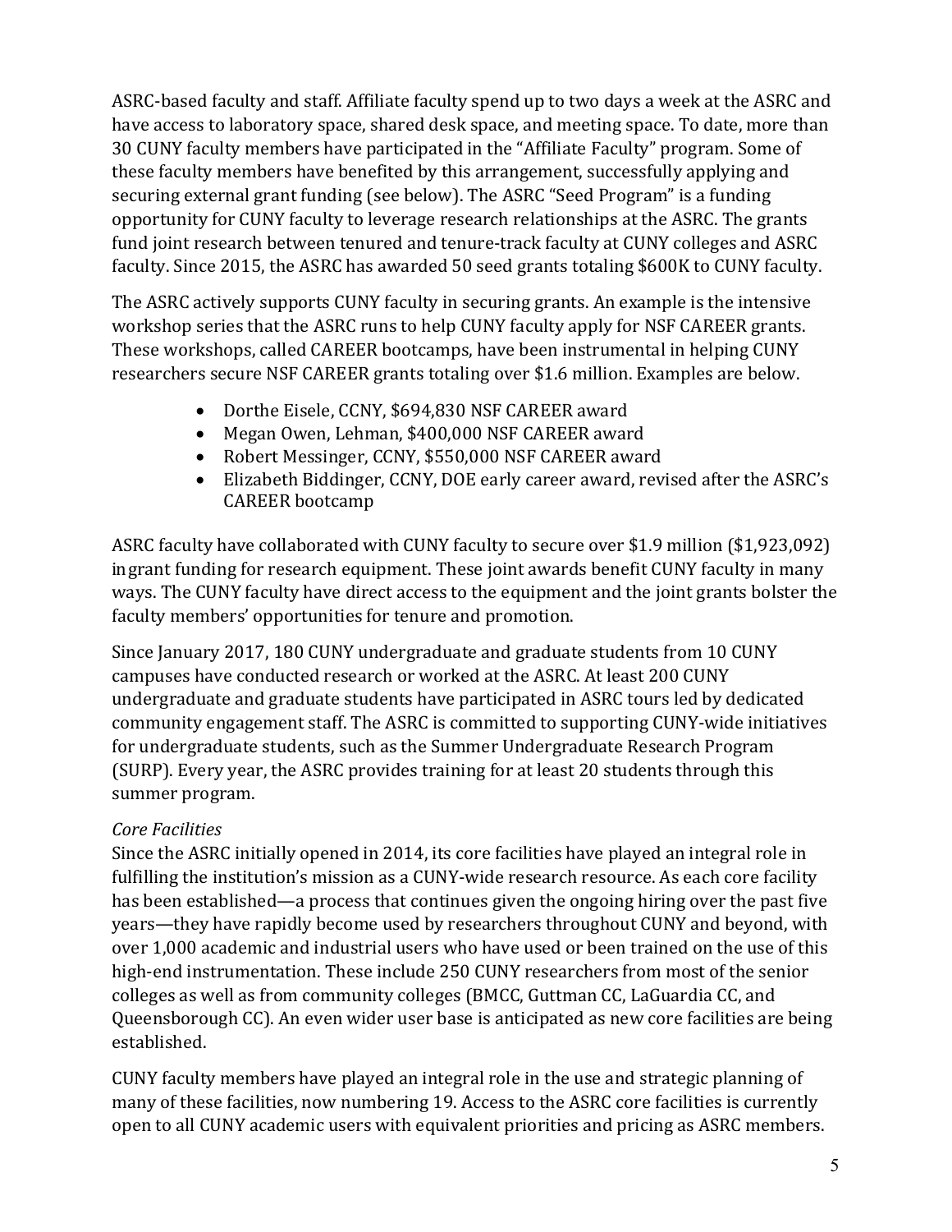ASRC-based faculty and staff. Affiliate faculty spend up to two days a week at the ASRC and have access to laboratory space, shared desk space, and meeting space. To date, more than 30 CUNY faculty members have participated in the "Affiliate Faculty" program. Some of these faculty members have benefited by this arrangement, successfully applying and securing external grant funding (see below). The ASRC "Seed Program" is a funding opportunity for CUNY faculty to leverage research relationships at the ASRC. The grants fund joint research between tenured and tenure-track faculty at CUNY colleges and ASRC faculty. Since 2015, the ASRC has awarded 50 seed grants totaling $600K to CUNY faculty.

The ASRC actively supports CUNY faculty in securing grants. An example is the intensive workshop series that the ASRC runs to help CUNY faculty apply for NSF CAREER grants. These workshops, called CAREER bootcamps, have been instrumental in helping CUNY researchers secure NSF CAREER grants totaling over $1.6 million. Examples are below.

- Dorthe Eisele, CCNY, $694,830 NSF CAREER award
- Megan Owen, Lehman, $400,000 NSF CAREER award
- Robert Messinger, CCNY, $550,000 NSF CAREER award
- Elizabeth Biddinger, CCNY, DOE early career award, revised after the ASRC's CAREER bootcamp

ASRC faculty have collaborated with CUNY faculty to secure over $1.9 million ($1,923,092) ingrant funding for research equipment. These joint awards benefit CUNY faculty in many ways. The CUNY faculty have direct access to the equipment and the joint grants bolster the faculty members' opportunities for tenure and promotion.

Since January 2017, 180 CUNY undergraduate and graduate students from 10 CUNY campuses have conducted research or worked at the ASRC. At least 200 CUNY undergraduate and graduate students have participated in ASRC tours led by dedicated community engagement staff. The ASRC is committed to supporting CUNY-wide initiatives for undergraduate students, such as the Summer Undergraduate Research Program (SURP). Every year, the ASRC provides training for at least 20 students through this summer program.

*Core Facilities*

Since the ASRC initially opened in 2014, its core facilities have played an integral role in fulfilling the institution's mission as a CUNY-wide research resource. As each core facility has been established—a process that continues given the ongoing hiring over the past five years—they have rapidly become used by researchers throughout CUNY and beyond, with over 1,000 academic and industrial users who have used or been trained on the use of this high-end instrumentation. These include 250 CUNY researchers from most of the senior colleges as well as from community colleges (BMCC, Guttman CC, LaGuardia CC, and Queensborough CC). An even wider user base is anticipated as new core facilities are being established.

CUNY faculty members have played an integral role in the use and strategic planning of many of these facilities, now numbering 19. Access to the ASRC core facilities is currently open to all CUNY academic users with equivalent priorities and pricing as ASRC members.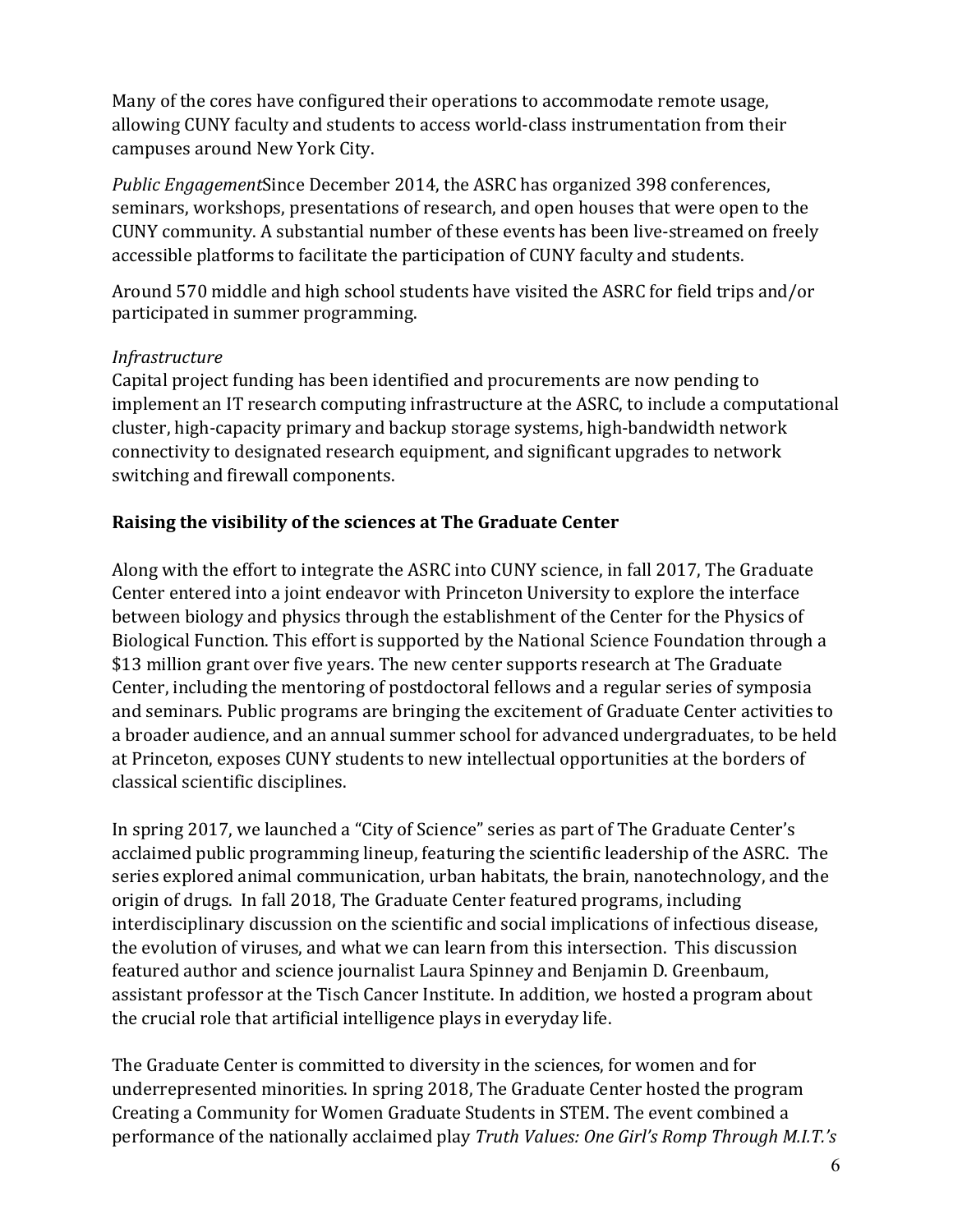Many of the cores have configured their operations to accommodate remote usage, allowing CUNY faculty and students to access world-class instrumentation from their campuses around New York City.

*Public Engagement*Since December 2014, the ASRC has organized 398 conferences, seminars, workshops, presentations of research, and open houses that were open to the CUNY community. A substantial number of these events has been live-streamed on freely accessible platforms to facilitate the participation of CUNY faculty and students.

Around 570 middle and high school students have visited the ASRC for field trips and/or participated in summer programming.

*Infrastructure*
Capital project funding has been identified and procurements are now pending to implement an IT research computing infrastructure at the ASRC, to include a computational cluster, high-capacity primary and backup storage systems, high-bandwidth network connectivity to designated research equipment, and significant upgrades to network switching and firewall components.

**Raising the visibility of the sciences at The Graduate Center**

Along with the effort to integrate the ASRC into CUNY science, in fall 2017, The Graduate Center entered into a joint endeavor with Princeton University to explore the interface between biology and physics through the establishment of the Center for the Physics of Biological Function. This effort is supported by the National Science Foundation through a $13 million grant over five years. The new center supports research at The Graduate Center, including the mentoring of postdoctoral fellows and a regular series of symposia and seminars. Public programs are bringing the excitement of Graduate Center activities to a broader audience, and an annual summer school for advanced undergraduates, to be held at Princeton, exposes CUNY students to new intellectual opportunities at the borders of classical scientific disciplines.

In spring 2017, we launched a "City of Science" series as part of The Graduate Center's acclaimed public programming lineup, featuring the scientific leadership of the ASRC. The series explored animal communication, urban habitats, the brain, nanotechnology, and the origin of drugs. In fall 2018, The Graduate Center featured programs, including interdisciplinary discussion on the scientific and social implications of infectious disease, the evolution of viruses, and what we can learn from this intersection. This discussion featured author and science journalist Laura Spinney and Benjamin D. Greenbaum, assistant professor at the Tisch Cancer Institute. In addition, we hosted a program about the crucial role that artificial intelligence plays in everyday life.

The Graduate Center is committed to diversity in the sciences, for women and for underrepresented minorities. In spring 2018, The Graduate Center hosted the program Creating a Community for Women Graduate Students in STEM. The event combined a performance of the nationally acclaimed play *Truth Values: One Girl's Romp Through M.I.T.'s*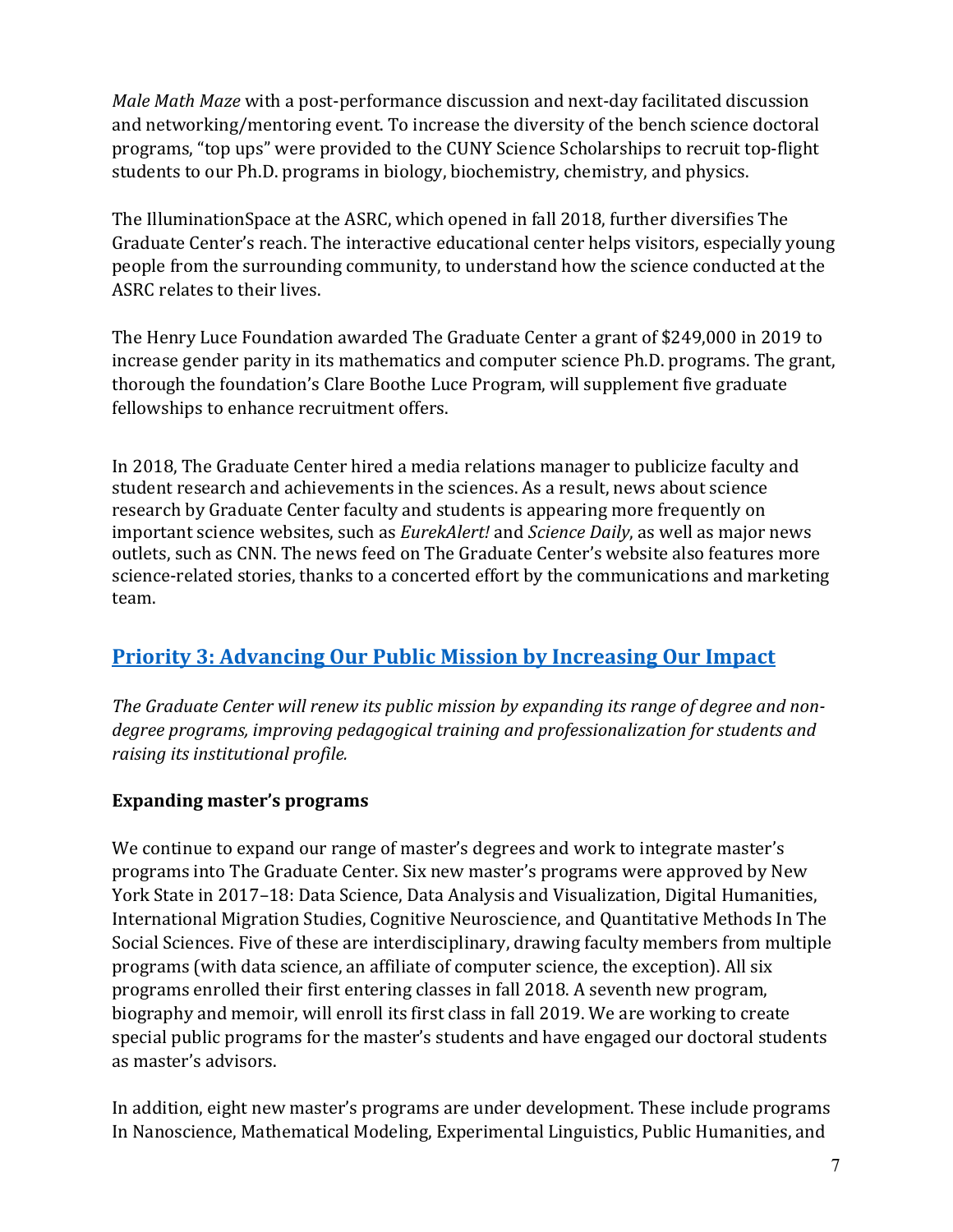*Male Math Maze* with a post-performance discussion and next-day facilitated discussion and networking/mentoring event. To increase the diversity of the bench science doctoral programs, "top ups" were provided to the CUNY Science Scholarships to recruit top-flight students to our Ph.D. programs in biology, biochemistry, chemistry, and physics.

The IlluminationSpace at the ASRC, which opened in fall 2018, further diversifies The Graduate Center's reach. The interactive educational center helps visitors, especially young people from the surrounding community, to understand how the science conducted at the ASRC relates to their lives.

The Henry Luce Foundation awarded The Graduate Center a grant of $249,000 in 2019 to increase gender parity in its mathematics and computer science Ph.D. programs. The grant, thorough the foundation's Clare Boothe Luce Program, will supplement five graduate fellowships to enhance recruitment offers.

In 2018, The Graduate Center hired a media relations manager to publicize faculty and student research and achievements in the sciences. As a result, news about science research by Graduate Center faculty and students is appearing more frequently on important science websites, such as *EurekAlert!* and *Science Daily*, as well as major news outlets, such as CNN. The news feed on The Graduate Center's website also features more science-related stories, thanks to a concerted effort by the communications and marketing team.

## Priority 3: Advancing Our Public Mission by Increasing Our Impact

*The Graduate Center will renew its public mission by expanding its range of degree and non-degree programs, improving pedagogical training and professionalization for students and raising its institutional profile.*

### Expanding master's programs

We continue to expand our range of master's degrees and work to integrate master's programs into The Graduate Center. Six new master's programs were approved by New York State in 2017–18: Data Science, Data Analysis and Visualization, Digital Humanities, International Migration Studies, Cognitive Neuroscience, and Quantitative Methods In The Social Sciences. Five of these are interdisciplinary, drawing faculty members from multiple programs (with data science, an affiliate of computer science, the exception). All six programs enrolled their first entering classes in fall 2018. A seventh new program, biography and memoir, will enroll its first class in fall 2019. We are working to create special public programs for the master's students and have engaged our doctoral students as master's advisors.

In addition, eight new master's programs are under development. These include programs In Nanoscience, Mathematical Modeling, Experimental Linguistics, Public Humanities, and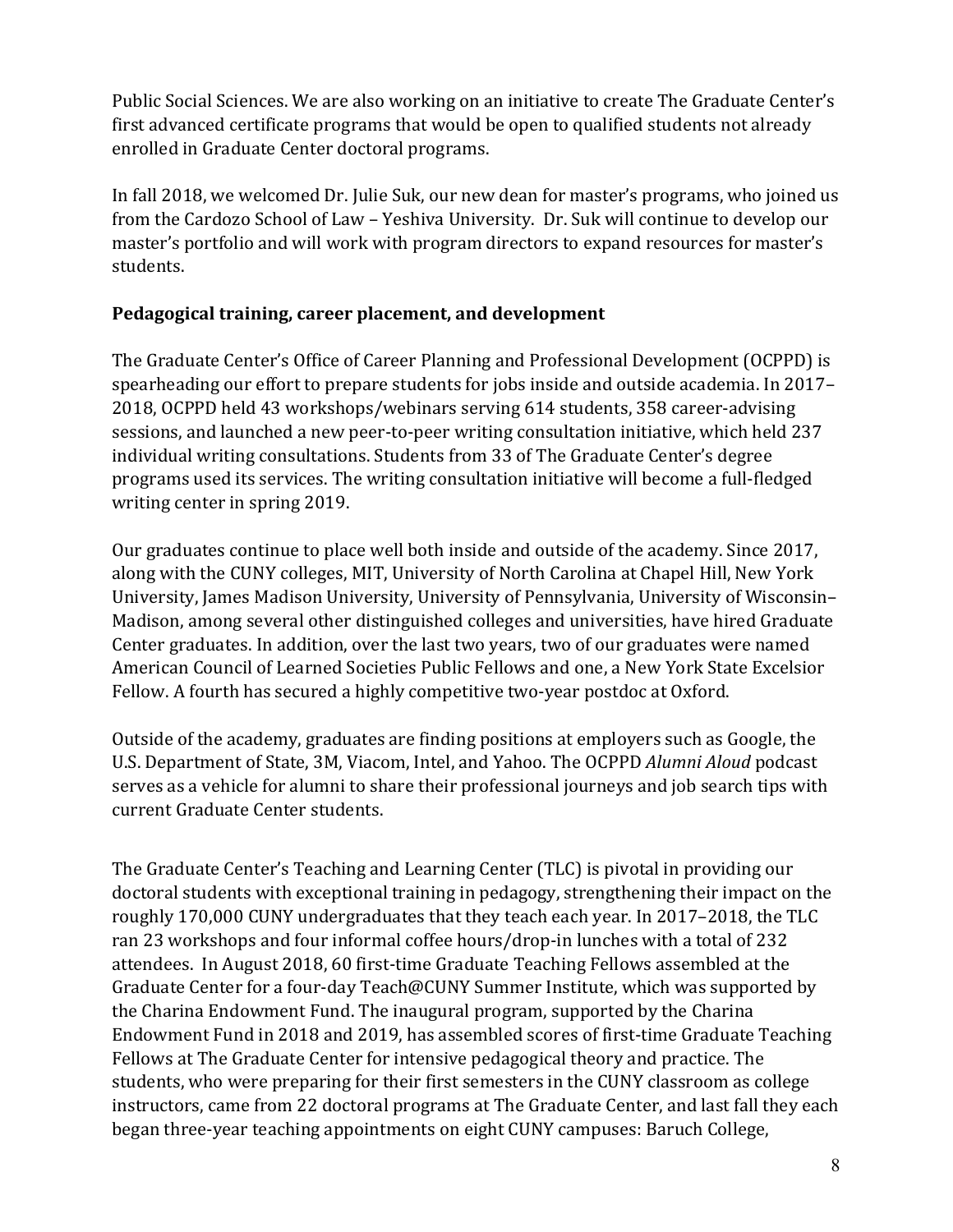Public Social Sciences. We are also working on an initiative to create The Graduate Center's first advanced certificate programs that would be open to qualified students not already enrolled in Graduate Center doctoral programs.

In fall 2018, we welcomed Dr. Julie Suk, our new dean for master's programs, who joined us from the Cardozo School of Law – Yeshiva University. Dr. Suk will continue to develop our master's portfolio and will work with program directors to expand resources for master's students.

**Pedagogical training, career placement, and development**

The Graduate Center's Office of Career Planning and Professional Development (OCPPD) is spearheading our effort to prepare students for jobs inside and outside academia. In 2017–2018, OCPPD held 43 workshops/webinars serving 614 students, 358 career-advising sessions, and launched a new peer-to-peer writing consultation initiative, which held 237 individual writing consultations. Students from 33 of The Graduate Center's degree programs used its services. The writing consultation initiative will become a full-fledged writing center in spring 2019.

Our graduates continue to place well both inside and outside of the academy. Since 2017, along with the CUNY colleges, MIT, University of North Carolina at Chapel Hill, New York University, James Madison University, University of Pennsylvania, University of Wisconsin–Madison, among several other distinguished colleges and universities, have hired Graduate Center graduates. In addition, over the last two years, two of our graduates were named American Council of Learned Societies Public Fellows and one, a New York State Excelsior Fellow. A fourth has secured a highly competitive two-year postdoc at Oxford.

Outside of the academy, graduates are finding positions at employers such as Google, the U.S. Department of State, 3M, Viacom, Intel, and Yahoo. The OCPPD *Alumni Aloud* podcast serves as a vehicle for alumni to share their professional journeys and job search tips with current Graduate Center students.

The Graduate Center's Teaching and Learning Center (TLC) is pivotal in providing our doctoral students with exceptional training in pedagogy, strengthening their impact on the roughly 170,000 CUNY undergraduates that they teach each year. In 2017–2018, the TLC ran 23 workshops and four informal coffee hours/drop-in lunches with a total of 232 attendees. In August 2018, 60 first-time Graduate Teaching Fellows assembled at the Graduate Center for a four-day Teach@CUNY Summer Institute, which was supported by the Charina Endowment Fund. The inaugural program, supported by the Charina Endowment Fund in 2018 and 2019, has assembled scores of first-time Graduate Teaching Fellows at The Graduate Center for intensive pedagogical theory and practice. The students, who were preparing for their first semesters in the CUNY classroom as college instructors, came from 22 doctoral programs at The Graduate Center, and last fall they each began three-year teaching appointments on eight CUNY campuses: Baruch College,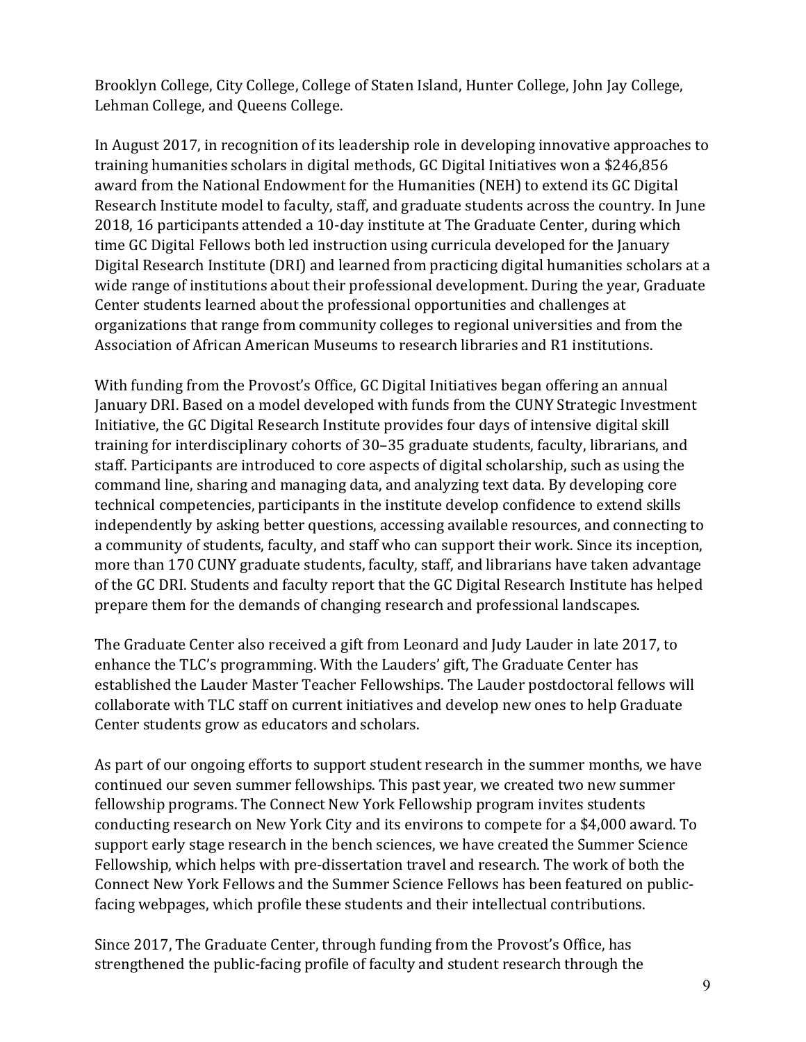Brooklyn College, City College, College of Staten Island, Hunter College, John Jay College, Lehman College, and Queens College.

In August 2017, in recognition of its leadership role in developing innovative approaches to training humanities scholars in digital methods, GC Digital Initiatives won a $246,856 award from the National Endowment for the Humanities (NEH) to extend its GC Digital Research Institute model to faculty, staff, and graduate students across the country. In June 2018, 16 participants attended a 10-day institute at The Graduate Center, during which time GC Digital Fellows both led instruction using curricula developed for the January Digital Research Institute (DRI) and learned from practicing digital humanities scholars at a wide range of institutions about their professional development. During the year, Graduate Center students learned about the professional opportunities and challenges at organizations that range from community colleges to regional universities and from the Association of African American Museums to research libraries and R1 institutions.

With funding from the Provost's Office, GC Digital Initiatives began offering an annual January DRI. Based on a model developed with funds from the CUNY Strategic Investment Initiative, the GC Digital Research Institute provides four days of intensive digital skill training for interdisciplinary cohorts of 30–35 graduate students, faculty, librarians, and staff. Participants are introduced to core aspects of digital scholarship, such as using the command line, sharing and managing data, and analyzing text data. By developing core technical competencies, participants in the institute develop confidence to extend skills independently by asking better questions, accessing available resources, and connecting to a community of students, faculty, and staff who can support their work. Since its inception, more than 170 CUNY graduate students, faculty, staff, and librarians have taken advantage of the GC DRI. Students and faculty report that the GC Digital Research Institute has helped prepare them for the demands of changing research and professional landscapes.

The Graduate Center also received a gift from Leonard and Judy Lauder in late 2017, to enhance the TLC's programming. With the Lauders' gift, The Graduate Center has established the Lauder Master Teacher Fellowships. The Lauder postdoctoral fellows will collaborate with TLC staff on current initiatives and develop new ones to help Graduate Center students grow as educators and scholars.

As part of our ongoing efforts to support student research in the summer months, we have continued our seven summer fellowships. This past year, we created two new summer fellowship programs. The Connect New York Fellowship program invites students conducting research on New York City and its environs to compete for a $4,000 award. To support early stage research in the bench sciences, we have created the Summer Science Fellowship, which helps with pre-dissertation travel and research. The work of both the Connect New York Fellows and the Summer Science Fellows has been featured on public-facing webpages, which profile these students and their intellectual contributions.

Since 2017, The Graduate Center, through funding from the Provost's Office, has strengthened the public-facing profile of faculty and student research through the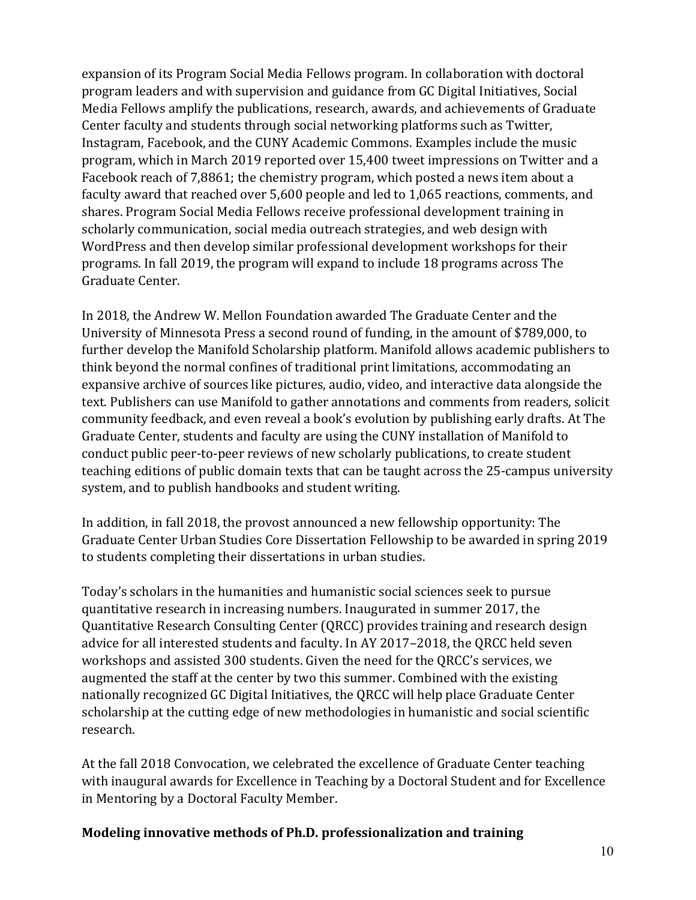expansion of its Program Social Media Fellows program. In collaboration with doctoral program leaders and with supervision and guidance from GC Digital Initiatives, Social Media Fellows amplify the publications, research, awards, and achievements of Graduate Center faculty and students through social networking platforms such as Twitter, Instagram, Facebook, and the CUNY Academic Commons. Examples include the music program, which in March 2019 reported over 15,400 tweet impressions on Twitter and a Facebook reach of 7,8861; the chemistry program, which posted a news item about a faculty award that reached over 5,600 people and led to 1,065 reactions, comments, and shares. Program Social Media Fellows receive professional development training in scholarly communication, social media outreach strategies, and web design with WordPress and then develop similar professional development workshops for their programs. In fall 2019, the program will expand to include 18 programs across The Graduate Center.

In 2018, the Andrew W. Mellon Foundation awarded The Graduate Center and the University of Minnesota Press a second round of funding, in the amount of $789,000, to further develop the Manifold Scholarship platform. Manifold allows academic publishers to think beyond the normal confines of traditional print limitations, accommodating an expansive archive of sources like pictures, audio, video, and interactive data alongside the text. Publishers can use Manifold to gather annotations and comments from readers, solicit community feedback, and even reveal a book's evolution by publishing early drafts. At The Graduate Center, students and faculty are using the CUNY installation of Manifold to conduct public peer-to-peer reviews of new scholarly publications, to create student teaching editions of public domain texts that can be taught across the 25-campus university system, and to publish handbooks and student writing.

In addition, in fall 2018, the provost announced a new fellowship opportunity: The Graduate Center Urban Studies Core Dissertation Fellowship to be awarded in spring 2019 to students completing their dissertations in urban studies.

Today's scholars in the humanities and humanistic social sciences seek to pursue quantitative research in increasing numbers. Inaugurated in summer 2017, the Quantitative Research Consulting Center (QRCC) provides training and research design advice for all interested students and faculty. In AY 2017–2018, the QRCC held seven workshops and assisted 300 students. Given the need for the QRCC's services, we augmented the staff at the center by two this summer. Combined with the existing nationally recognized GC Digital Initiatives, the QRCC will help place Graduate Center scholarship at the cutting edge of new methodologies in humanistic and social scientific research.

At the fall 2018 Convocation, we celebrated the excellence of Graduate Center teaching with inaugural awards for Excellence in Teaching by a Doctoral Student and for Excellence in Mentoring by a Doctoral Faculty Member.

**Modeling innovative methods of Ph.D. professionalization and training**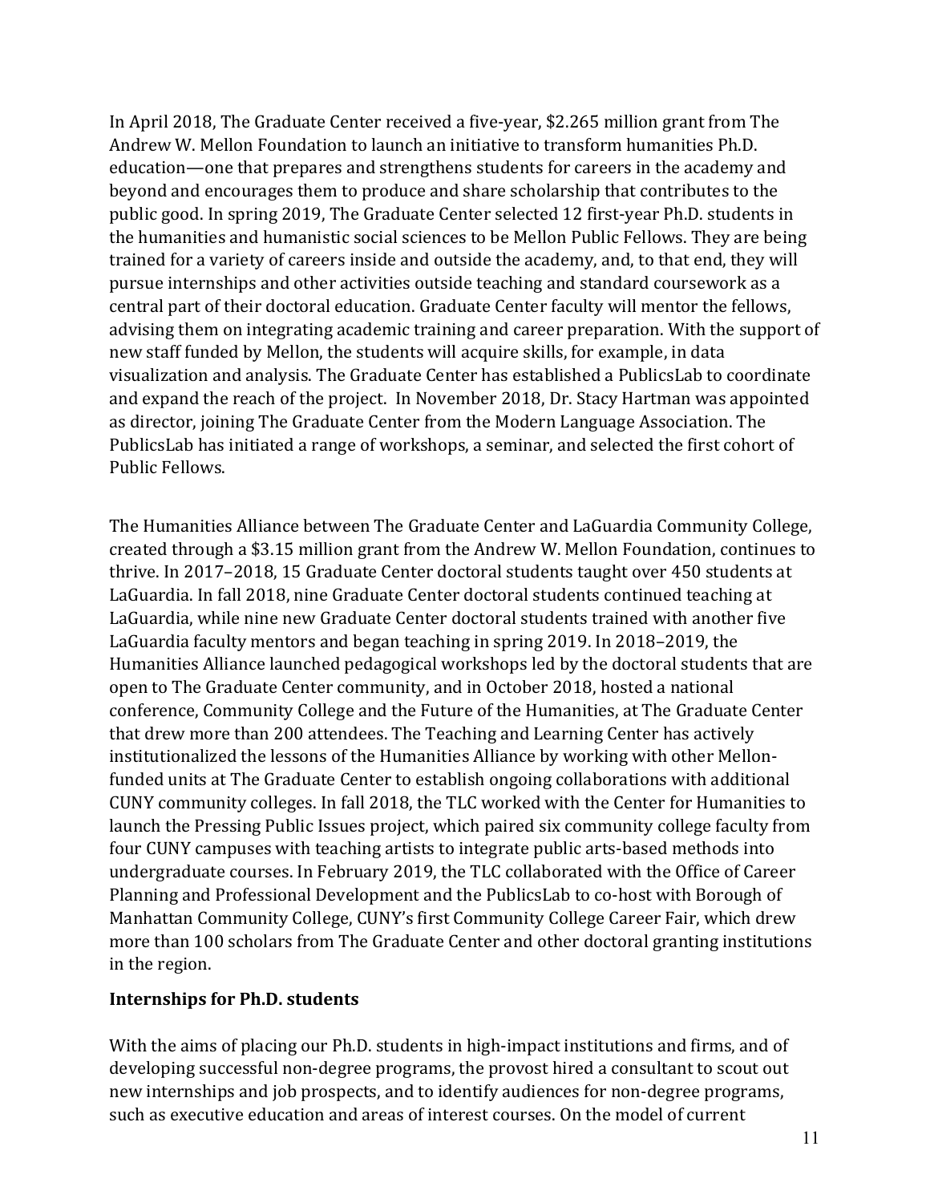In April 2018, The Graduate Center received a five-year, $2.265 million grant from The Andrew W. Mellon Foundation to launch an initiative to transform humanities Ph.D. education—one that prepares and strengthens students for careers in the academy and beyond and encourages them to produce and share scholarship that contributes to the public good. In spring 2019, The Graduate Center selected 12 first-year Ph.D. students in the humanities and humanistic social sciences to be Mellon Public Fellows. They are being trained for a variety of careers inside and outside the academy, and, to that end, they will pursue internships and other activities outside teaching and standard coursework as a central part of their doctoral education. Graduate Center faculty will mentor the fellows, advising them on integrating academic training and career preparation. With the support of new staff funded by Mellon, the students will acquire skills, for example, in data visualization and analysis. The Graduate Center has established a PublicsLab to coordinate and expand the reach of the project. In November 2018, Dr. Stacy Hartman was appointed as director, joining The Graduate Center from the Modern Language Association. The PublicsLab has initiated a range of workshops, a seminar, and selected the first cohort of Public Fellows.

The Humanities Alliance between The Graduate Center and LaGuardia Community College, created through a $3.15 million grant from the Andrew W. Mellon Foundation, continues to thrive. In 2017–2018, 15 Graduate Center doctoral students taught over 450 students at LaGuardia. In fall 2018, nine Graduate Center doctoral students continued teaching at LaGuardia, while nine new Graduate Center doctoral students trained with another five LaGuardia faculty mentors and began teaching in spring 2019. In 2018–2019, the Humanities Alliance launched pedagogical workshops led by the doctoral students that are open to The Graduate Center community, and in October 2018, hosted a national conference, Community College and the Future of the Humanities, at The Graduate Center that drew more than 200 attendees. The Teaching and Learning Center has actively institutionalized the lessons of the Humanities Alliance by working with other Mellon-funded units at The Graduate Center to establish ongoing collaborations with additional CUNY community colleges. In fall 2018, the TLC worked with the Center for Humanities to launch the Pressing Public Issues project, which paired six community college faculty from four CUNY campuses with teaching artists to integrate public arts-based methods into undergraduate courses. In February 2019, the TLC collaborated with the Office of Career Planning and Professional Development and the PublicsLab to co-host with Borough of Manhattan Community College, CUNY's first Community College Career Fair, which drew more than 100 scholars from The Graduate Center and other doctoral granting institutions in the region.

**Internships for Ph.D. students**

With the aims of placing our Ph.D. students in high-impact institutions and firms, and of developing successful non-degree programs, the provost hired a consultant to scout out new internships and job prospects, and to identify audiences for non-degree programs, such as executive education and areas of interest courses. On the model of current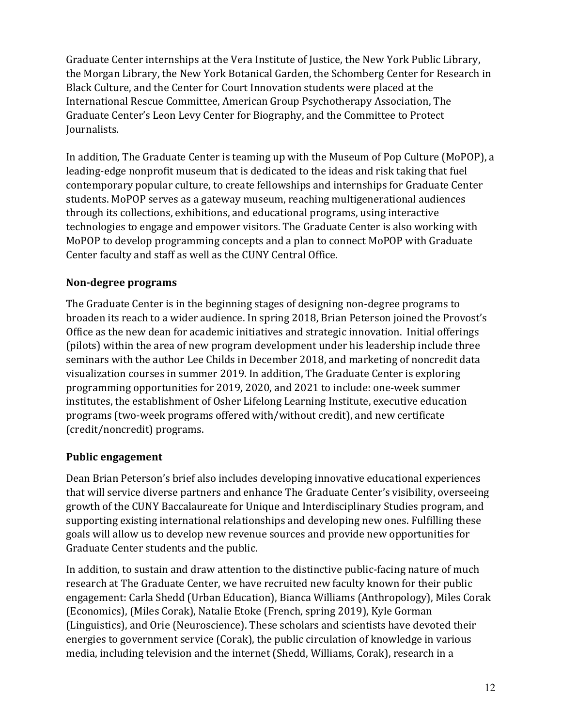Graduate Center internships at the Vera Institute of Justice, the New York Public Library, the Morgan Library, the New York Botanical Garden, the Schomberg Center for Research in Black Culture, and the Center for Court Innovation students were placed at the International Rescue Committee, American Group Psychotherapy Association, The Graduate Center's Leon Levy Center for Biography, and the Committee to Protect Journalists.

In addition, The Graduate Center is teaming up with the Museum of Pop Culture (MoPOP), a leading-edge nonprofit museum that is dedicated to the ideas and risk taking that fuel contemporary popular culture, to create fellowships and internships for Graduate Center students. MoPOP serves as a gateway museum, reaching multigenerational audiences through its collections, exhibitions, and educational programs, using interactive technologies to engage and empower visitors. The Graduate Center is also working with MoPOP to develop programming concepts and a plan to connect MoPOP with Graduate Center faculty and staff as well as the CUNY Central Office.

### Non-degree programs

The Graduate Center is in the beginning stages of designing non-degree programs to broaden its reach to a wider audience. In spring 2018, Brian Peterson joined the Provost's Office as the new dean for academic initiatives and strategic innovation. Initial offerings (pilots) within the area of new program development under his leadership include three seminars with the author Lee Childs in December 2018, and marketing of noncredit data visualization courses in summer 2019. In addition, The Graduate Center is exploring programming opportunities for 2019, 2020, and 2021 to include: one-week summer institutes, the establishment of Osher Lifelong Learning Institute, executive education programs (two-week programs offered with/without credit), and new certificate (credit/noncredit) programs.

### Public engagement

Dean Brian Peterson's brief also includes developing innovative educational experiences that will service diverse partners and enhance The Graduate Center's visibility, overseeing growth of the CUNY Baccalaureate for Unique and Interdisciplinary Studies program, and supporting existing international relationships and developing new ones. Fulfilling these goals will allow us to develop new revenue sources and provide new opportunities for Graduate Center students and the public.

In addition, to sustain and draw attention to the distinctive public-facing nature of much research at The Graduate Center, we have recruited new faculty known for their public engagement: Carla Shedd (Urban Education), Bianca Williams (Anthropology), Miles Corak (Economics), (Miles Corak), Natalie Etoke (French, spring 2019), Kyle Gorman (Linguistics), and Orie (Neuroscience). These scholars and scientists have devoted their energies to government service (Corak), the public circulation of knowledge in various media, including television and the internet (Shedd, Williams, Corak), research in a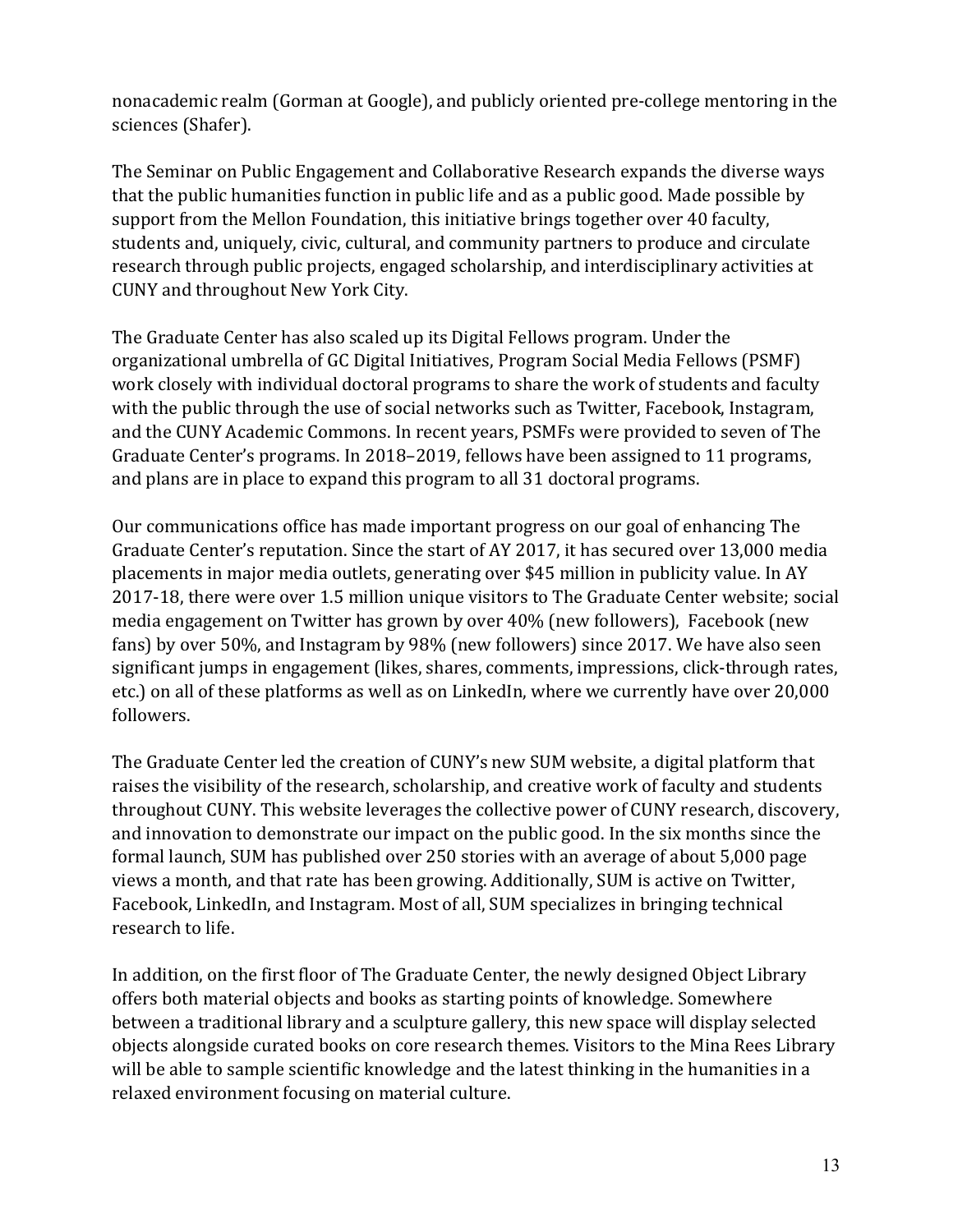nonacademic realm (Gorman at Google), and publicly oriented pre-college mentoring in the sciences (Shafer).

The Seminar on Public Engagement and Collaborative Research expands the diverse ways that the public humanities function in public life and as a public good. Made possible by support from the Mellon Foundation, this initiative brings together over 40 faculty, students and, uniquely, civic, cultural, and community partners to produce and circulate research through public projects, engaged scholarship, and interdisciplinary activities at CUNY and throughout New York City.

The Graduate Center has also scaled up its Digital Fellows program. Under the organizational umbrella of GC Digital Initiatives, Program Social Media Fellows (PSMF) work closely with individual doctoral programs to share the work of students and faculty with the public through the use of social networks such as Twitter, Facebook, Instagram, and the CUNY Academic Commons. In recent years, PSMFs were provided to seven of The Graduate Center's programs. In 2018–2019, fellows have been assigned to 11 programs, and plans are in place to expand this program to all 31 doctoral programs.

Our communications office has made important progress on our goal of enhancing The Graduate Center's reputation. Since the start of AY 2017, it has secured over 13,000 media placements in major media outlets, generating over $45 million in publicity value. In AY 2017-18, there were over 1.5 million unique visitors to The Graduate Center website; social media engagement on Twitter has grown by over 40% (new followers), Facebook (new fans) by over 50%, and Instagram by 98% (new followers) since 2017. We have also seen significant jumps in engagement (likes, shares, comments, impressions, click-through rates, etc.) on all of these platforms as well as on LinkedIn, where we currently have over 20,000 followers.

The Graduate Center led the creation of CUNY's new SUM website, a digital platform that raises the visibility of the research, scholarship, and creative work of faculty and students throughout CUNY. This website leverages the collective power of CUNY research, discovery, and innovation to demonstrate our impact on the public good. In the six months since the formal launch, SUM has published over 250 stories with an average of about 5,000 page views a month, and that rate has been growing. Additionally, SUM is active on Twitter, Facebook, LinkedIn, and Instagram. Most of all, SUM specializes in bringing technical research to life.

In addition, on the first floor of The Graduate Center, the newly designed Object Library offers both material objects and books as starting points of knowledge. Somewhere between a traditional library and a sculpture gallery, this new space will display selected objects alongside curated books on core research themes. Visitors to the Mina Rees Library will be able to sample scientific knowledge and the latest thinking in the humanities in a relaxed environment focusing on material culture.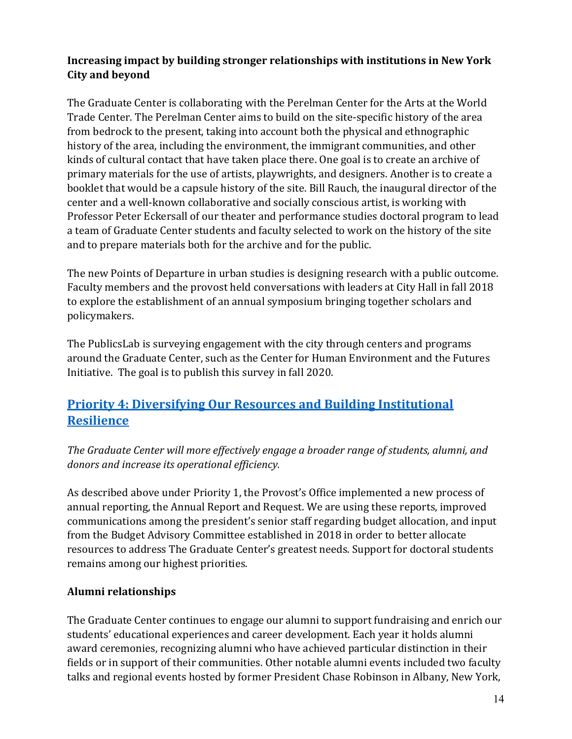**Increasing impact by building stronger relationships with institutions in New York City and beyond**

The Graduate Center is collaborating with the Perelman Center for the Arts at the World Trade Center. The Perelman Center aims to build on the site-specific history of the area from bedrock to the present, taking into account both the physical and ethnographic history of the area, including the environment, the immigrant communities, and other kinds of cultural contact that have taken place there. One goal is to create an archive of primary materials for the use of artists, playwrights, and designers. Another is to create a booklet that would be a capsule history of the site. Bill Rauch, the inaugural director of the center and a well-known collaborative and socially conscious artist, is working with Professor Peter Eckersall of our theater and performance studies doctoral program to lead a team of Graduate Center students and faculty selected to work on the history of the site and to prepare materials both for the archive and for the public.

The new Points of Departure in urban studies is designing research with a public outcome. Faculty members and the provost held conversations with leaders at City Hall in fall 2018 to explore the establishment of an annual symposium bringing together scholars and policymakers.

The PublicsLab is surveying engagement with the city through centers and programs around the Graduate Center, such as the Center for Human Environment and the Futures Initiative. The goal is to publish this survey in fall 2020.

## Priority 4: Diversifying Our Resources and Building Institutional Resilience

*The Graduate Center will more effectively engage a broader range of students, alumni, and donors and increase its operational efficiency.*

As described above under Priority 1, the Provost's Office implemented a new process of annual reporting, the Annual Report and Request. We are using these reports, improved communications among the president's senior staff regarding budget allocation, and input from the Budget Advisory Committee established in 2018 in order to better allocate resources to address The Graduate Center's greatest needs. Support for doctoral students remains among our highest priorities.

**Alumni relationships**

The Graduate Center continues to engage our alumni to support fundraising and enrich our students' educational experiences and career development. Each year it holds alumni award ceremonies, recognizing alumni who have achieved particular distinction in their fields or in support of their communities. Other notable alumni events included two faculty talks and regional events hosted by former President Chase Robinson in Albany, New York,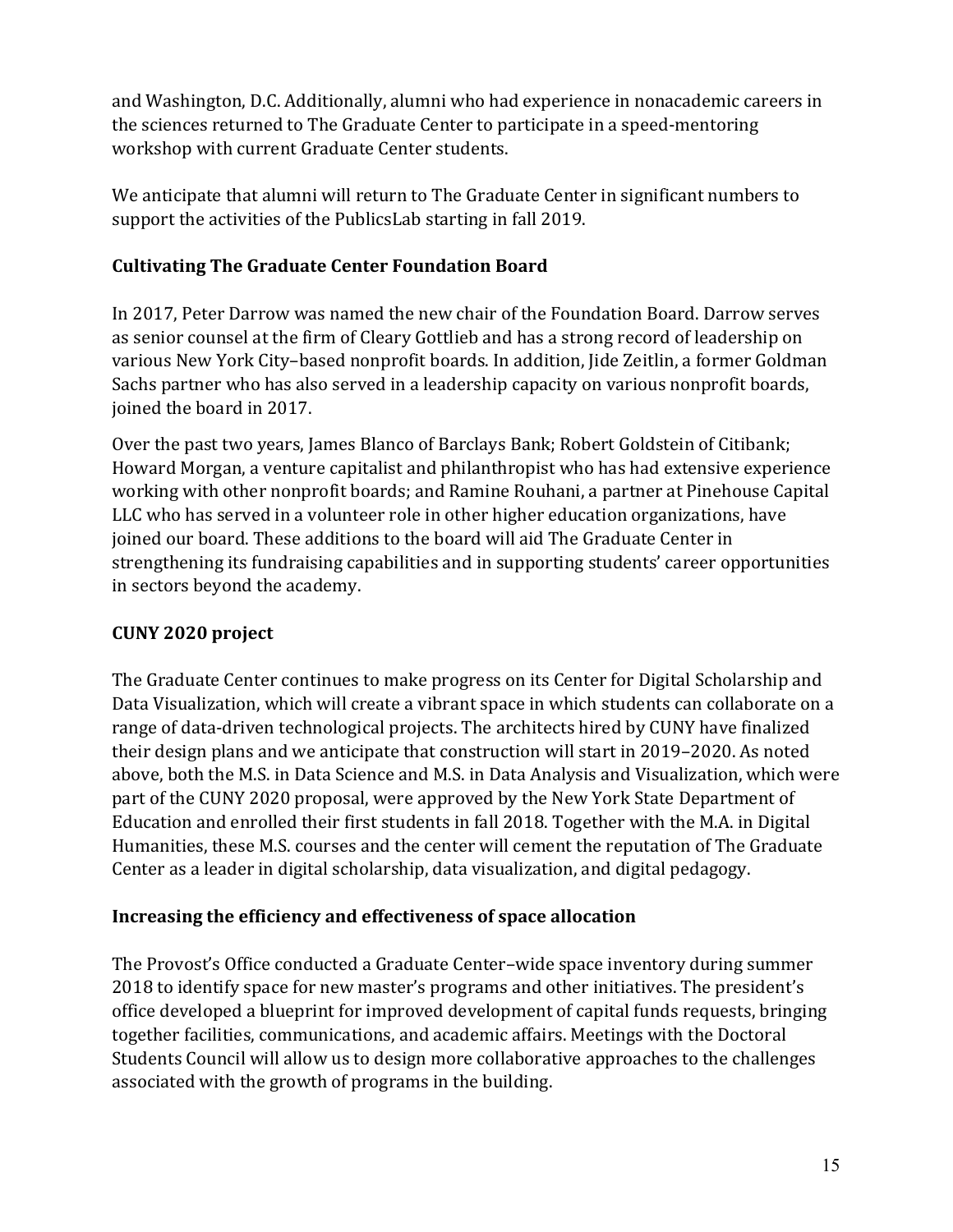and Washington, D.C. Additionally, alumni who had experience in nonacademic careers in the sciences returned to The Graduate Center to participate in a speed-mentoring workshop with current Graduate Center students.

We anticipate that alumni will return to The Graduate Center in significant numbers to support the activities of the PublicsLab starting in fall 2019.

**Cultivating The Graduate Center Foundation Board**

In 2017, Peter Darrow was named the new chair of the Foundation Board. Darrow serves as senior counsel at the firm of Cleary Gottlieb and has a strong record of leadership on various New York City–based nonprofit boards. In addition, Jide Zeitlin, a former Goldman Sachs partner who has also served in a leadership capacity on various nonprofit boards, joined the board in 2017.

Over the past two years, James Blanco of Barclays Bank; Robert Goldstein of Citibank; Howard Morgan, a venture capitalist and philanthropist who has had extensive experience working with other nonprofit boards; and Ramine Rouhani, a partner at Pinehouse Capital LLC who has served in a volunteer role in other higher education organizations, have joined our board. These additions to the board will aid The Graduate Center in strengthening its fundraising capabilities and in supporting students' career opportunities in sectors beyond the academy.

**CUNY 2020 project**

The Graduate Center continues to make progress on its Center for Digital Scholarship and Data Visualization, which will create a vibrant space in which students can collaborate on a range of data-driven technological projects. The architects hired by CUNY have finalized their design plans and we anticipate that construction will start in 2019–2020. As noted above, both the M.S. in Data Science and M.S. in Data Analysis and Visualization, which were part of the CUNY 2020 proposal, were approved by the New York State Department of Education and enrolled their first students in fall 2018. Together with the M.A. in Digital Humanities, these M.S. courses and the center will cement the reputation of The Graduate Center as a leader in digital scholarship, data visualization, and digital pedagogy.

**Increasing the efficiency and effectiveness of space allocation**

The Provost's Office conducted a Graduate Center–wide space inventory during summer 2018 to identify space for new master's programs and other initiatives. The president's office developed a blueprint for improved development of capital funds requests, bringing together facilities, communications, and academic affairs. Meetings with the Doctoral Students Council will allow us to design more collaborative approaches to the challenges associated with the growth of programs in the building.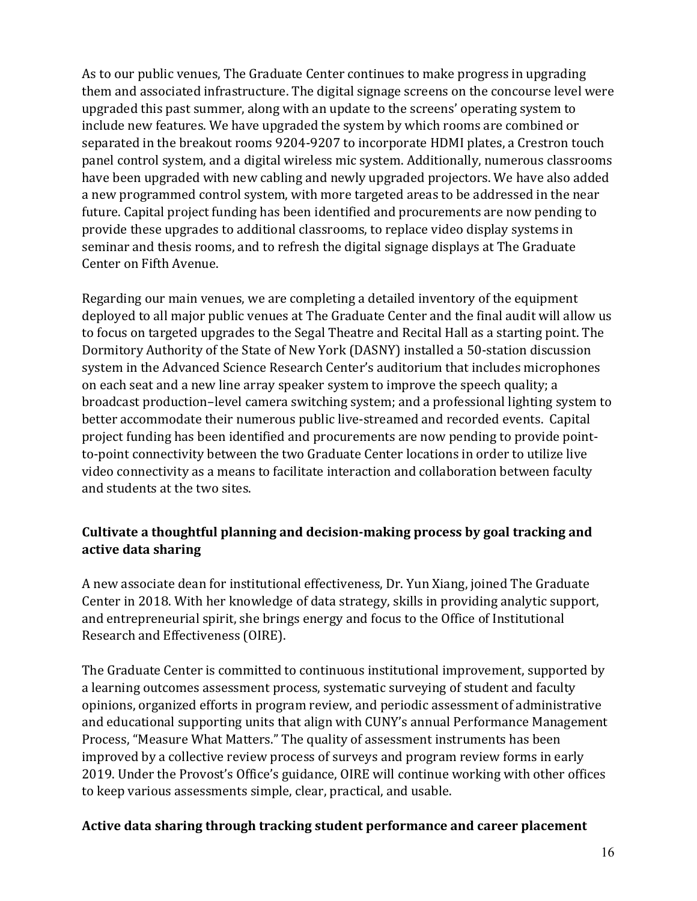As to our public venues, The Graduate Center continues to make progress in upgrading them and associated infrastructure. The digital signage screens on the concourse level were upgraded this past summer, along with an update to the screens' operating system to include new features. We have upgraded the system by which rooms are combined or separated in the breakout rooms 9204-9207 to incorporate HDMI plates, a Crestron touch panel control system, and a digital wireless mic system. Additionally, numerous classrooms have been upgraded with new cabling and newly upgraded projectors. We have also added a new programmed control system, with more targeted areas to be addressed in the near future. Capital project funding has been identified and procurements are now pending to provide these upgrades to additional classrooms, to replace video display systems in seminar and thesis rooms, and to refresh the digital signage displays at The Graduate Center on Fifth Avenue.

Regarding our main venues, we are completing a detailed inventory of the equipment deployed to all major public venues at The Graduate Center and the final audit will allow us to focus on targeted upgrades to the Segal Theatre and Recital Hall as a starting point. The Dormitory Authority of the State of New York (DASNY) installed a 50-station discussion system in the Advanced Science Research Center's auditorium that includes microphones on each seat and a new line array speaker system to improve the speech quality; a broadcast production–level camera switching system; and a professional lighting system to better accommodate their numerous public live-streamed and recorded events. Capital project funding has been identified and procurements are now pending to provide point-to-point connectivity between the two Graduate Center locations in order to utilize live video connectivity as a means to facilitate interaction and collaboration between faculty and students at the two sites.

### Cultivate a thoughtful planning and decision-making process by goal tracking and active data sharing

A new associate dean for institutional effectiveness, Dr. Yun Xiang, joined The Graduate Center in 2018. With her knowledge of data strategy, skills in providing analytic support, and entrepreneurial spirit, she brings energy and focus to the Office of Institutional Research and Effectiveness (OIRE).

The Graduate Center is committed to continuous institutional improvement, supported by a learning outcomes assessment process, systematic surveying of student and faculty opinions, organized efforts in program review, and periodic assessment of administrative and educational supporting units that align with CUNY's annual Performance Management Process, "Measure What Matters." The quality of assessment instruments has been improved by a collective review process of surveys and program review forms in early 2019. Under the Provost's Office's guidance, OIRE will continue working with other offices to keep various assessments simple, clear, practical, and usable.

### Active data sharing through tracking student performance and career placement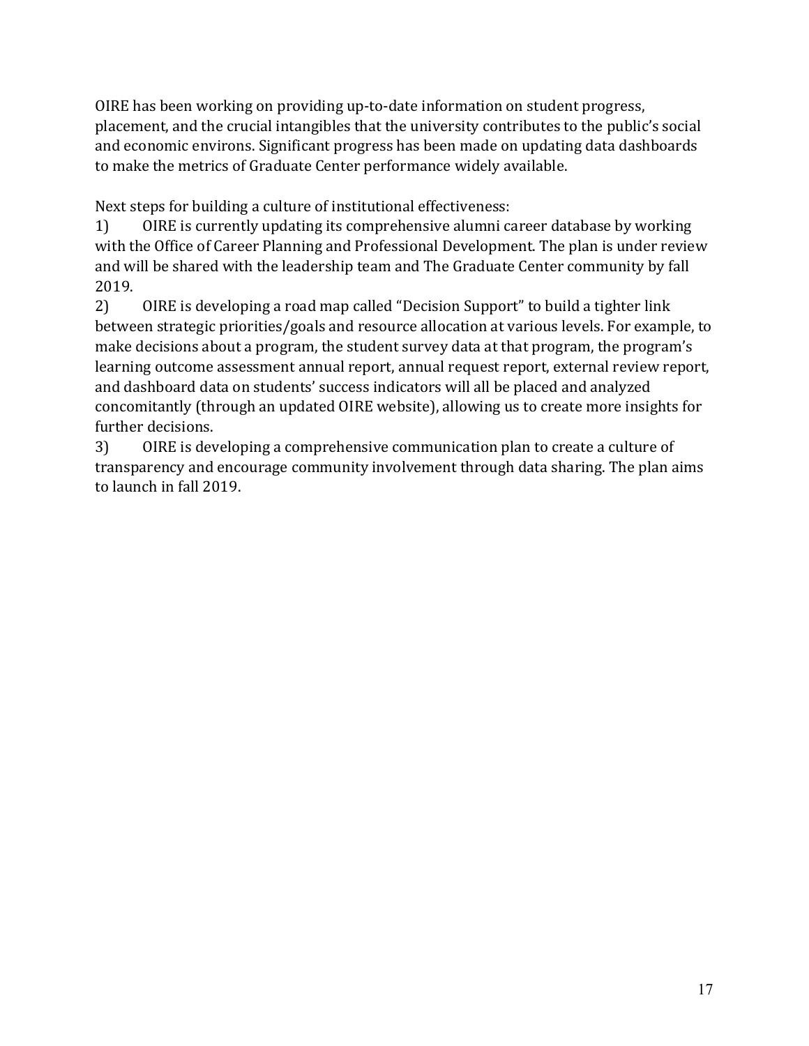OIRE has been working on providing up-to-date information on student progress, placement, and the crucial intangibles that the university contributes to the public's social and economic environs. Significant progress has been made on updating data dashboards to make the metrics of Graduate Center performance widely available.

Next steps for building a culture of institutional effectiveness:

1) OIRE is currently updating its comprehensive alumni career database by working with the Office of Career Planning and Professional Development. The plan is under review and will be shared with the leadership team and The Graduate Center community by fall 2019.
2) OIRE is developing a road map called "Decision Support" to build a tighter link between strategic priorities/goals and resource allocation at various levels. For example, to make decisions about a program, the student survey data at that program, the program's learning outcome assessment annual report, annual request report, external review report, and dashboard data on students' success indicators will all be placed and analyzed concomitantly (through an updated OIRE website), allowing us to create more insights for further decisions.
3) OIRE is developing a comprehensive communication plan to create a culture of transparency and encourage community involvement through data sharing. The plan aims to launch in fall 2019.